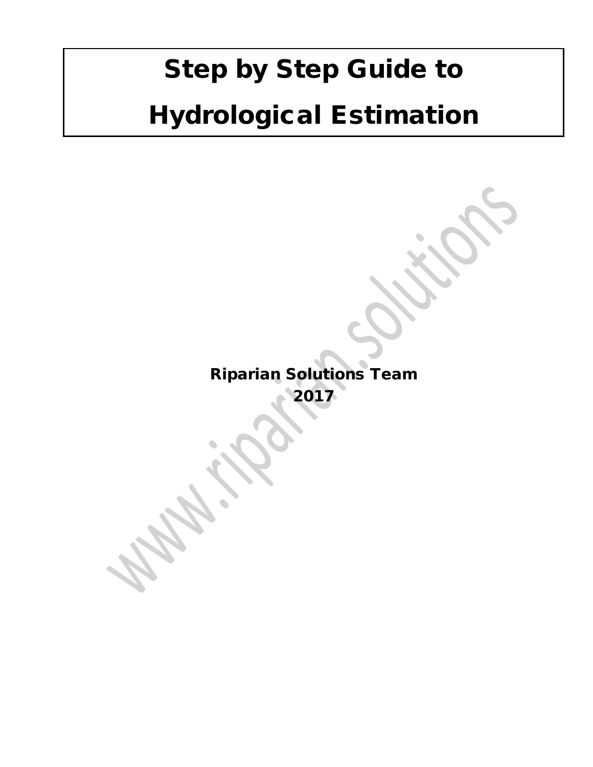# Step by Step Guide to Hydrological Estimation

**Riparian Solutions Team**
**2017**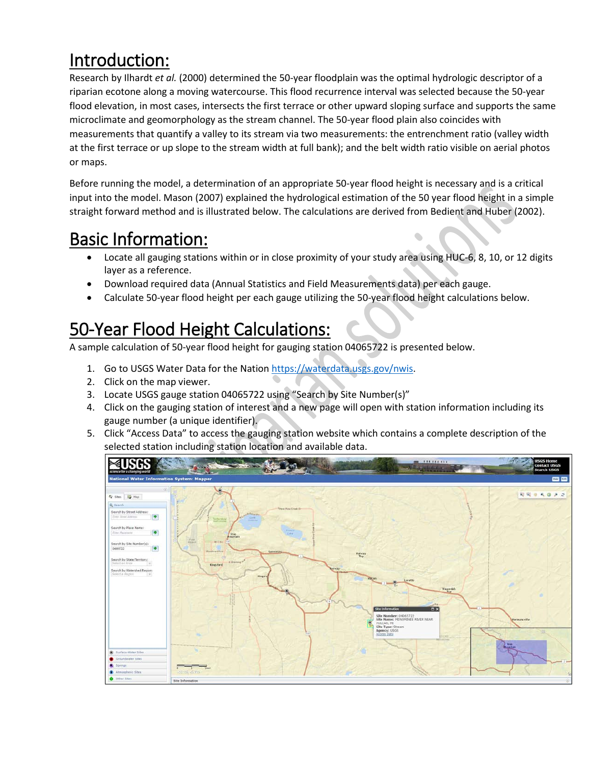# Introduction:

Research by Ilhardt *et al.* (2000) determined the 50-year floodplain was the optimal hydrologic descriptor of a riparian ecotone along a moving watercourse. This flood recurrence interval was selected because the 50-year flood elevation, in most cases, intersects the first terrace or other upward sloping surface and supports the same microclimate and geomorphology as the stream channel. The 50-year flood plain also coincides with measurements that quantify a valley to its stream via two measurements: the entrenchment ratio (valley width at the first terrace or up slope to the stream width at full bank); and the belt width ratio visible on aerial photos or maps.

Before running the model, a determination of an appropriate 50-year flood height is necessary and is a critical input into the model. Mason (2007) explained the hydrological estimation of the 50 year flood height in a simple straight forward method and is illustrated below. The calculations are derived from Bedient and Huber (2002).

# Basic Information:

- Locate all gauging stations within or in close proximity of your study area using HUC-6, 8, 10, or 12 digits layer as a reference.
- Download required data (Annual Statistics and Field Measurements data) per each gauge.
- Calculate 50-year flood height per each gauge utilizing the 50-year flood height calculations below.

# 50-Year Flood Height Calculations:

A sample calculation of 50-year flood height for gauging station 04065722 is presented below.

1. Go to USGS Water Data for the Nation https://waterdata.usgs.gov/nwis.
2. Click on the map viewer.
3. Locate USGS gauge station 04065722 using "Search by Site Number(s)"
4. Click on the gauging station of interest and a new page will open with station information including its gauge number (a unique identifier).
5. Click "Access Data" to access the gauging station website which contains a complete description of the selected station including station location and available data.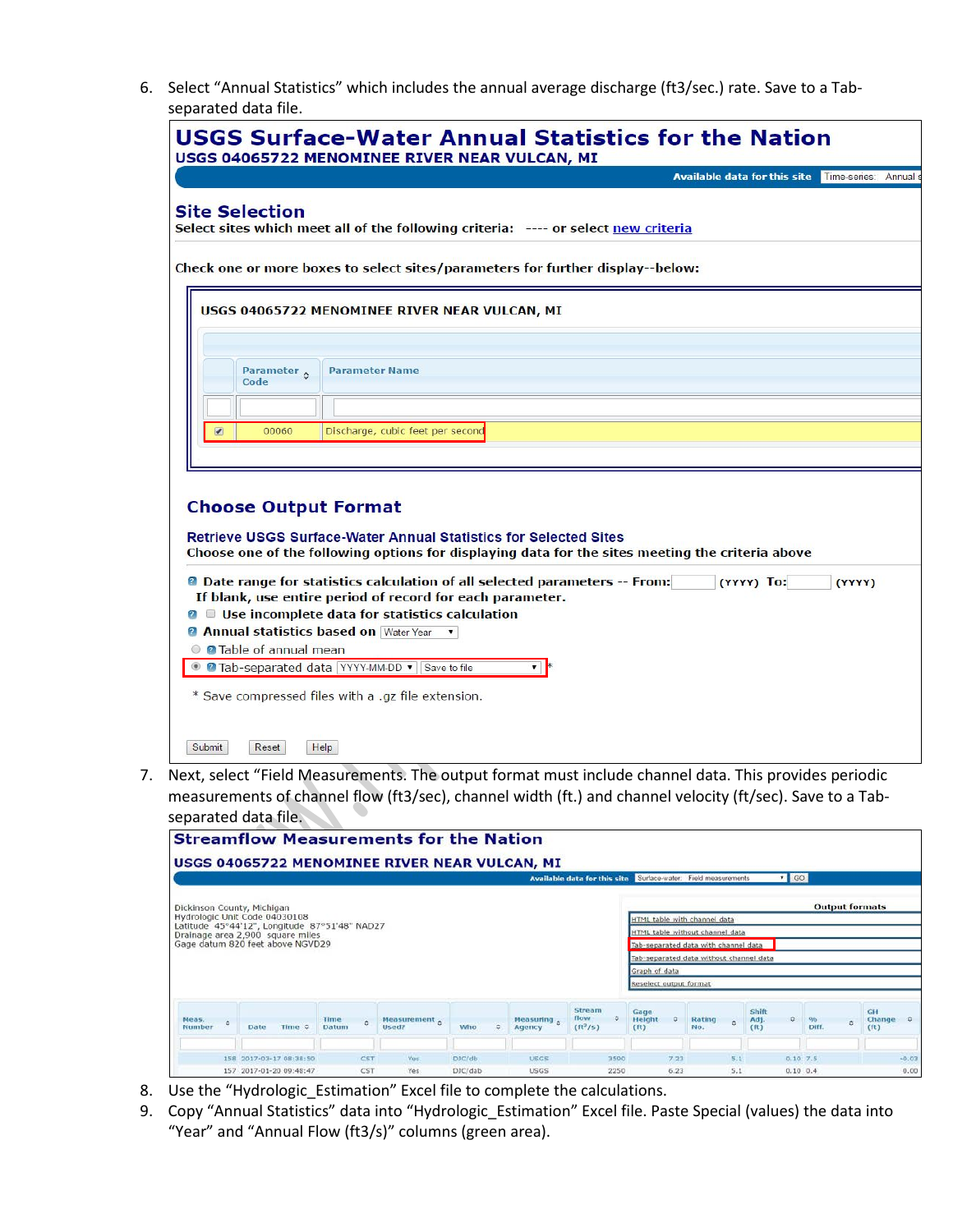6. Select "Annual Statistics" which includes the annual average discharge (ft3/sec.) rate. Save to a Tab-separated data file.

**USGS Surface-Water Annual Statistics for the Nation**
**USGS 04065722 MENOMINEE RIVER NEAR VULCAN, MI**

Available data for this site | Time-series: Annual s

**Site Selection**
Select sites which meet all of the following criteria: ---- or select new criteria

Check one or more boxes to select sites/parameters for further display--below:

USGS 04065722 MENOMINEE RIVER NEAR VULCAN, MI

| | Parameter Code | Parameter Name |
|---|---|---|
| ☑ | 00060 | Discharge, cubic feet per second |

**Choose Output Format**

**Retrieve USGS Surface-Water Annual Statistics for Selected Sites**
Choose one of the following options for displaying data for the sites meeting the criteria above

- Date range for statistics calculation of all selected parameters -- From: (YYYY) To: (YYYY)
  If blank, use entire period of record for each parameter.
- ☐ Use incomplete data for statistics calculation
- Annual statistics based on Water Year
- ○ Table of annual mean
- ◉ Tab-separated data YYYY-MM-DD Save to file *

\* Save compressed files with a .gz file extension.

Submit | Reset | Help

7. Next, select "Field Measurements. The output format must include channel data. This provides periodic measurements of channel flow (ft3/sec), channel width (ft.) and channel velocity (ft/sec). Save to a Tab-separated data file.

**Streamflow Measurements for the Nation**
**USGS 04065722 MENOMINEE RIVER NEAR VULCAN, MI**

Available data for this site | Surface-water: Field measurements | GO

Dickinson County, Michigan
Hydrologic Unit Code 04030108
Latitude 45°44'12", Longitude 87°51'48" NAD27
Drainage area 2,900 square miles
Gage datum 820 feet above NGVD29

Output formats
- HTML table with channel data
- HTML table without channel data
- Tab-separated data with channel data
- Tab-separated data without channel data
- Graph of data
- Reselect output format

| Meas. Number | Date Time | Time Datum | Measurement Used? | Who | Measuring Agency | Stream flow (ft³/s) | Gage Height (ft) | Rating No. | Shift Adj. (ft) | % Diff. | GH Change (ft) |
|---|---|---|---|---|---|---|---|---|---|---|---|
| 158 | 2017-03-17 08:38:50 | CST | Yes | DJC/db | USGS | 3500 | 7.22 | 5.1 | 0.10 | 7.5 | -0.03 |
| 157 | 2017-01-20 09:48:47 | CST | Yes | DJC/dab | USGS | 2250 | 6.23 | 5.1 | 0.10 | 0.4 | 0.00 |

8. Use the "Hydrologic_Estimation" Excel file to complete the calculations.
9. Copy "Annual Statistics" data into "Hydrologic_Estimation" Excel file. Paste Special (values) the data into "Year" and "Annual Flow (ft3/s)" columns (green area).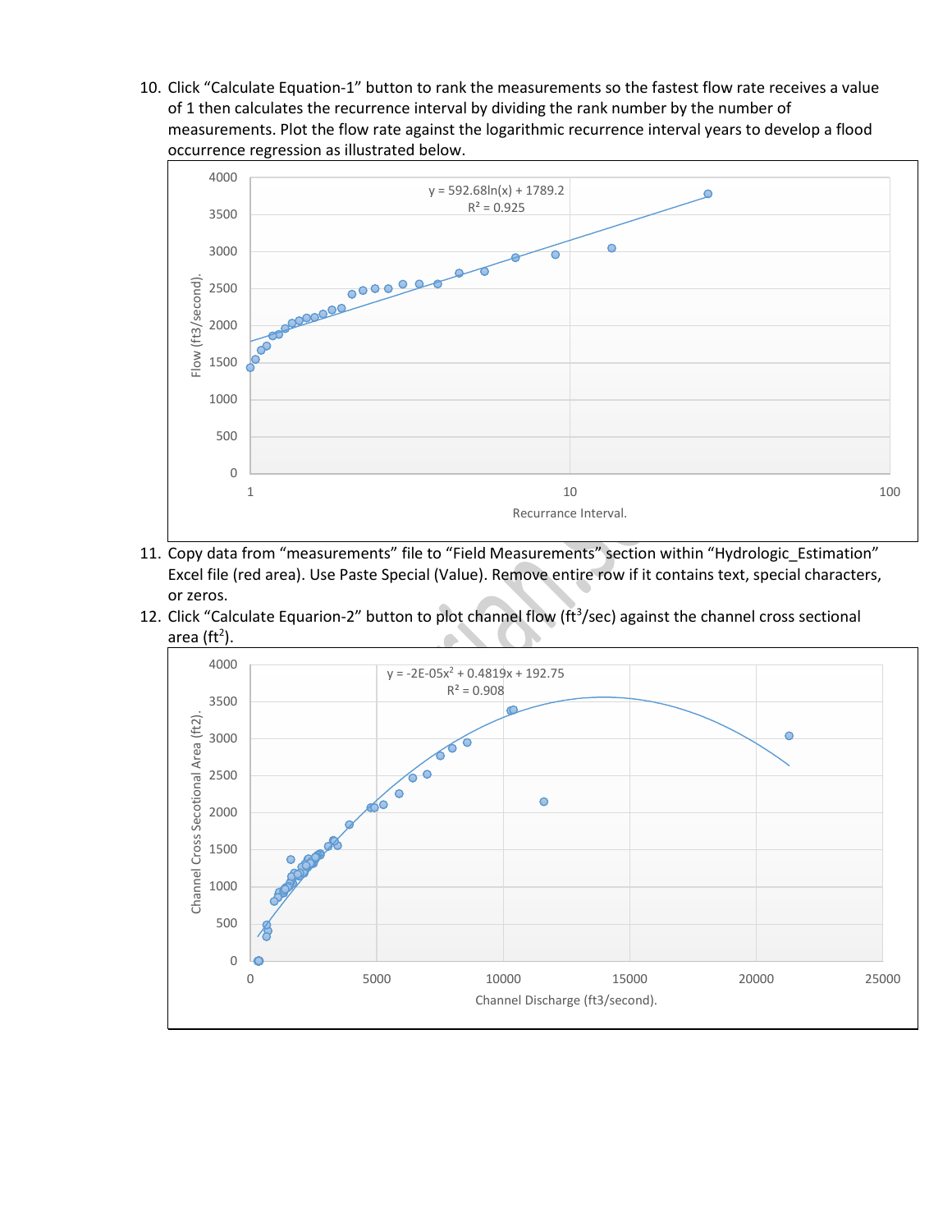10. Click "Calculate Equation-1" button to rank the measurements so the fastest flow rate receives a value of 1 then calculates the recurrence interval by dividing the rank number by the number of measurements. Plot the flow rate against the logarithmic recurrence interval years to develop a flood occurrence regression as illustrated below.

11. Copy data from "measurements" file to "Field Measurements" section within "Hydrologic_Estimation" Excel file (red area). Use Paste Special (Value). Remove entire row if it contains text, special characters, or zeros.

12. Click "Calculate Equarion-2" button to plot channel flow ($ft^3$/sec) against the channel cross sectional area ($ft^2$).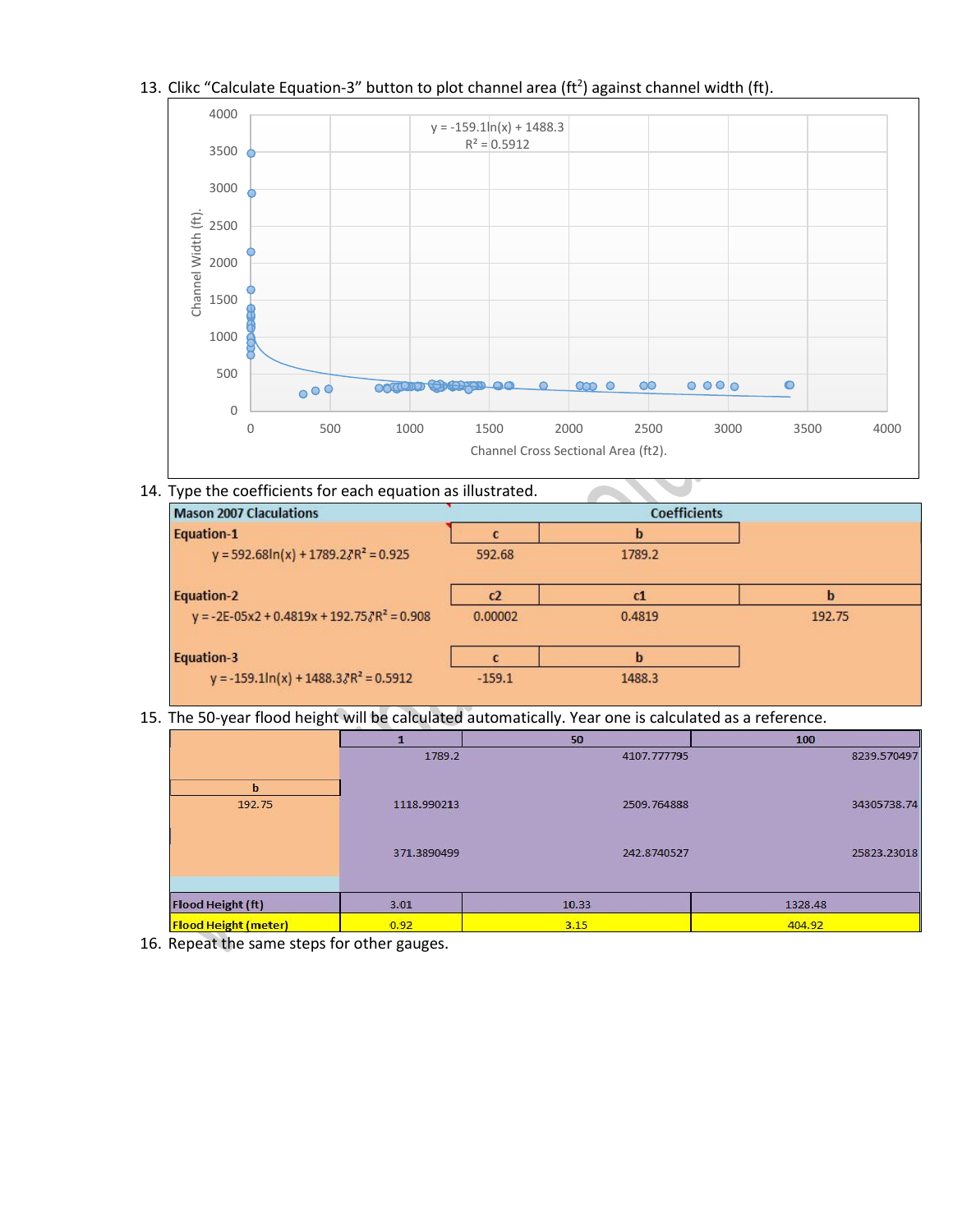13. Clikc “Calculate Equation-3” button to plot channel area (ft$^2$) against channel width (ft).

$y = -159.1\ln(x) + 1488.3$
$R^2 = 0.5912$

Channel Width (ft).

Channel Cross Sectional Area (ft2).

14. Type the coefficients for each equation as illustrated.

| Mason 2007 Claculations | Coefficients | | |
|---|---|---|---|
| Equation-1 | c | b | |
| $y = 592.68\ln(x) + 1789.2$ $R^2 = 0.925$ | 592.68 | 1789.2 | |
| Equation-2 | c2 | c1 | b |
| $y = -2E{-}05x2 + 0.4819x + 192.75$ $R^2 = 0.908$ | 0.00002 | 0.4819 | 192.75 |
| Equation-3 | c | b | |
| $y = -159.1\ln(x) + 1488.3$ $R^2 = 0.5912$ | -159.1 | 1488.3 | |

15. The 50-year flood height will be calculated automatically. Year one is calculated as a reference.

| | 1 | 50 | 100 |
|---|---|---|---|
| | 1789.2 | 4107.777795 | 8239.570497 |
| b<br>192.75 | 1118.990213 | 2509.764888 | 34305738.74 |
| | 371.3890499 | 242.8740527 | 25823.23018 |
| Flood Height (ft) | 3.01 | 10.33 | 1328.48 |
| Flood Height (meter) | 0.92 | 3.15 | 404.92 |

16. Repeat the same steps for other gauges.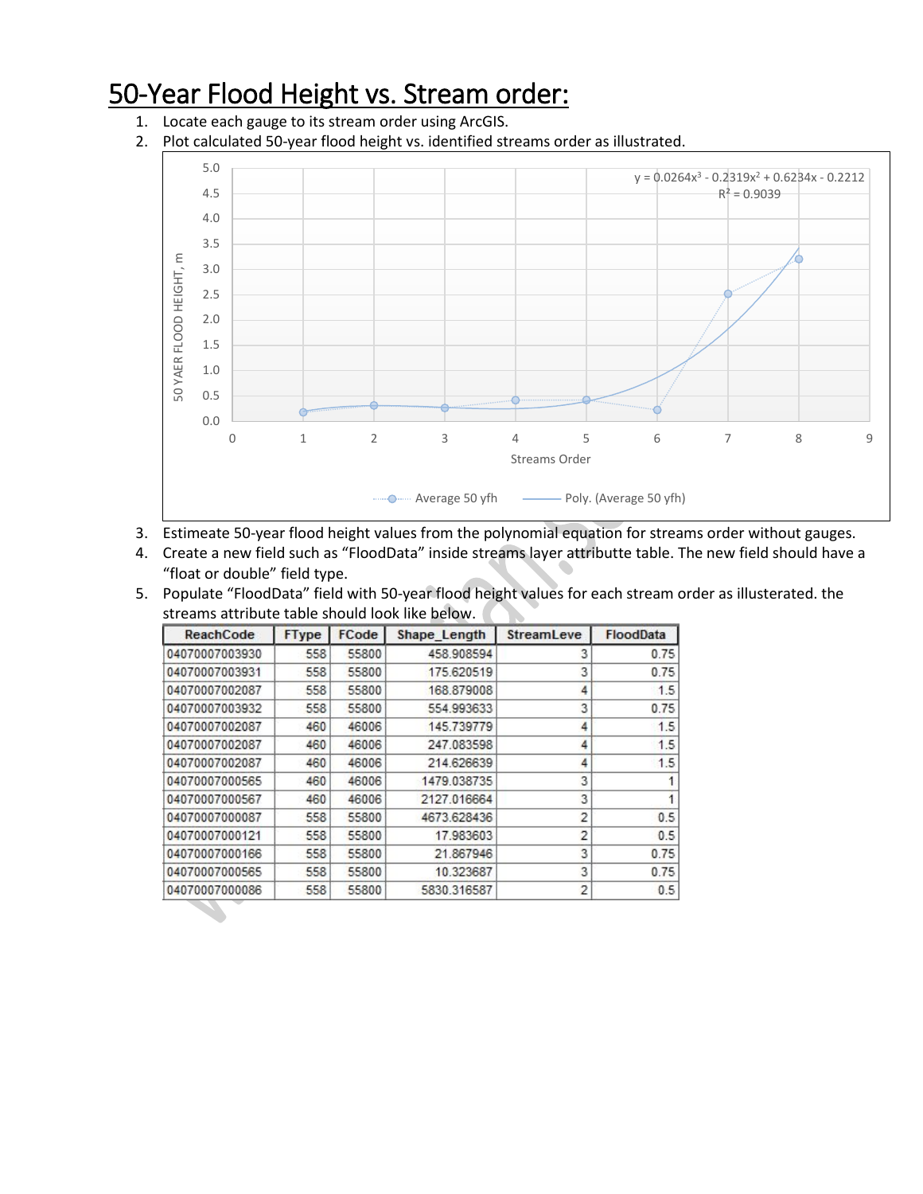# 50-Year Flood Height vs. Stream order:

1. Locate each gauge to its stream order using ArcGIS.
2. Plot calculated 50-year flood height vs. identified streams order as illustrated.

$y = 0.0264x^3 - 0.2319x^2 + 0.6234x - 0.2212$

$R^2 = 0.9039$

50 YAER FLOOD HEIGHT, m

5.0
4.5
4.0
3.5
3.0
2.5
2.0
1.5
1.0
0.5
0.0

0 1 2 3 4 5 6 7 8 9

Streams Order

Average 50 yfh

Poly. (Average 50 yfh)

3. Estimeate 50-year flood height values from the polynomial equation for streams order without gauges.
4. Create a new field such as "FloodData" inside streams layer attributte table. The new field should have a "float or double" field type.
5. Populate "FloodData" field with 50-year flood height values for each stream order as illusterated. the streams attribute table should look like below.

| ReachCode | FType | FCode | Shape_Length | StreamLeve | FloodData |
|---|---|---|---|---|---|
| 04070007003930 | 558 | 55800 | 458.908594 | 3 | 0.75 |
| 04070007003931 | 558 | 55800 | 175.620519 | 3 | 0.75 |
| 04070007002087 | 558 | 55800 | 168.879008 | 4 | 1.5 |
| 04070007003932 | 558 | 55800 | 554.993633 | 3 | 0.75 |
| 04070007002087 | 460 | 46006 | 145.739779 | 4 | 1.5 |
| 04070007002087 | 460 | 46006 | 247.083598 | 4 | 1.5 |
| 04070007002087 | 460 | 46006 | 214.626639 | 4 | 1.5 |
| 04070007000565 | 460 | 46006 | 1479.038735 | 3 | 1 |
| 04070007000567 | 460 | 46006 | 2127.016664 | 3 | 1 |
| 04070007000087 | 558 | 55800 | 4673.628436 | 2 | 0.5 |
| 04070007000121 | 558 | 55800 | 17.983603 | 2 | 0.5 |
| 04070007000166 | 558 | 55800 | 21.867946 | 3 | 0.75 |
| 04070007000565 | 558 | 55800 | 10.323687 | 3 | 0.75 |
| 04070007000086 | 558 | 55800 | 5830.316587 | 2 | 0.5 |